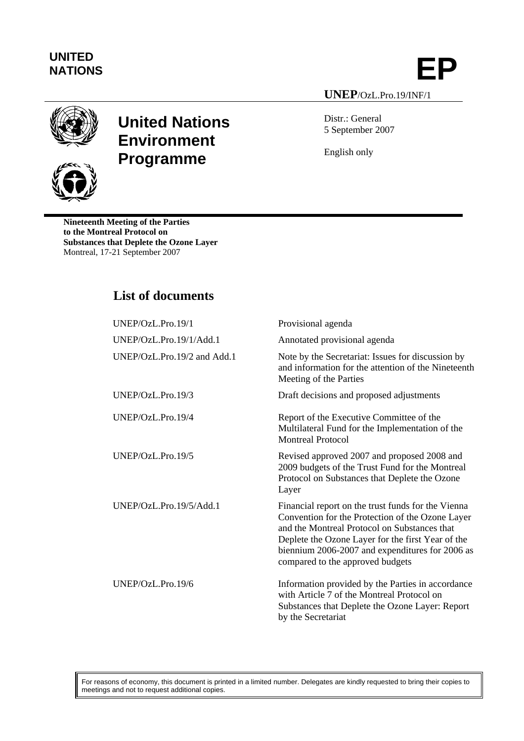**UNITED NATIONS**

# EP

**UNEP**/OzL.Pro.19/INF/1

## United Nations Environment Programme

Distr.: General
5 September 2007

English only

**Nineteenth Meeting of the Parties to the Montreal Protocol on Substances that Deplete the Ozone Layer**
Montreal, 17-21 September 2007

# List of documents

| | |
|---|---|
| UNEP/OzL.Pro.19/1 | Provisional agenda |
| UNEP/OzL.Pro.19/1/Add.1 | Annotated provisional agenda |
| UNEP/OzL.Pro.19/2 and Add.1 | Note by the Secretariat: Issues for discussion by and information for the attention of the Nineteenth Meeting of the Parties |
| UNEP/OzL.Pro.19/3 | Draft decisions and proposed adjustments |
| UNEP/OzL.Pro.19/4 | Report of the Executive Committee of the Multilateral Fund for the Implementation of the Montreal Protocol |
| UNEP/OzL.Pro.19/5 | Revised approved 2007 and proposed 2008 and 2009 budgets of the Trust Fund for the Montreal Protocol on Substances that Deplete the Ozone Layer |
| UNEP/OzL.Pro.19/5/Add.1 | Financial report on the trust funds for the Vienna Convention for the Protection of the Ozone Layer and the Montreal Protocol on Substances that Deplete the Ozone Layer for the first Year of the biennium 2006-2007 and expenditures for 2006 as compared to the approved budgets |
| UNEP/OzL.Pro.19/6 | Information provided by the Parties in accordance with Article 7 of the Montreal Protocol on Substances that Deplete the Ozone Layer: Report by the Secretariat |

For reasons of economy, this document is printed in a limited number. Delegates are kindly requested to bring their copies to meetings and not to request additional copies.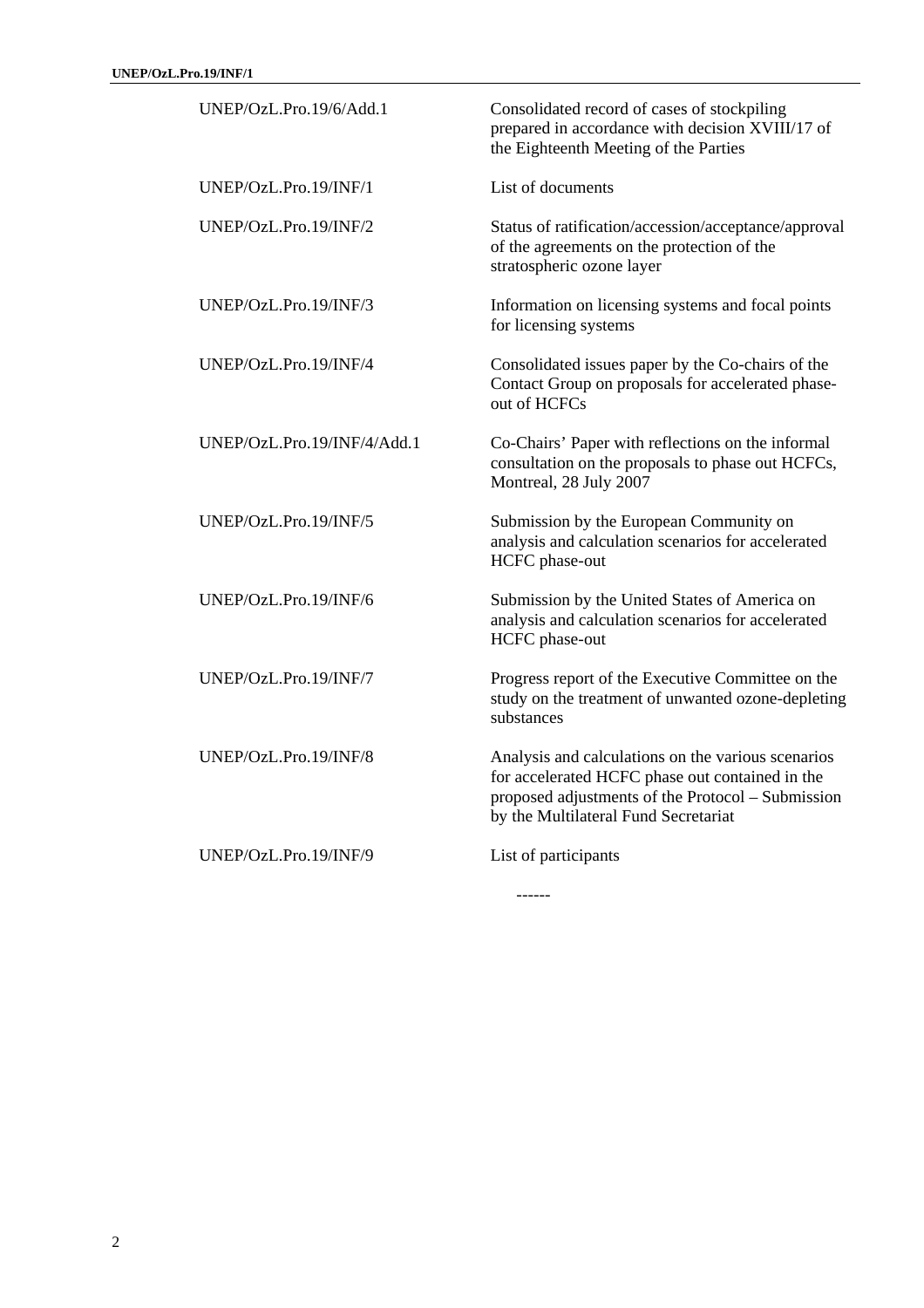| | |
|---|---|
| UNEP/OzL.Pro.19/6/Add.1 | Consolidated record of cases of stockpiling prepared in accordance with decision XVIII/17 of the Eighteenth Meeting of the Parties |
| UNEP/OzL.Pro.19/INF/1 | List of documents |
| UNEP/OzL.Pro.19/INF/2 | Status of ratification/accession/acceptance/approval of the agreements on the protection of the stratospheric ozone layer |
| UNEP/OzL.Pro.19/INF/3 | Information on licensing systems and focal points for licensing systems |
| UNEP/OzL.Pro.19/INF/4 | Consolidated issues paper by the Co-chairs of the Contact Group on proposals for accelerated phase-out of HCFCs |
| UNEP/OzL.Pro.19/INF/4/Add.1 | Co-Chairs' Paper with reflections on the informal consultation on the proposals to phase out HCFCs, Montreal, 28 July 2007 |
| UNEP/OzL.Pro.19/INF/5 | Submission by the European Community on analysis and calculation scenarios for accelerated HCFC phase-out |
| UNEP/OzL.Pro.19/INF/6 | Submission by the United States of America on analysis and calculation scenarios for accelerated HCFC phase-out |
| UNEP/OzL.Pro.19/INF/7 | Progress report of the Executive Committee on the study on the treatment of unwanted ozone-depleting substances |
| UNEP/OzL.Pro.19/INF/8 | Analysis and calculations on the various scenarios for accelerated HCFC phase out contained in the proposed adjustments of the Protocol – Submission by the Multilateral Fund Secretariat |
| UNEP/OzL.Pro.19/INF/9 | List of participants |

------